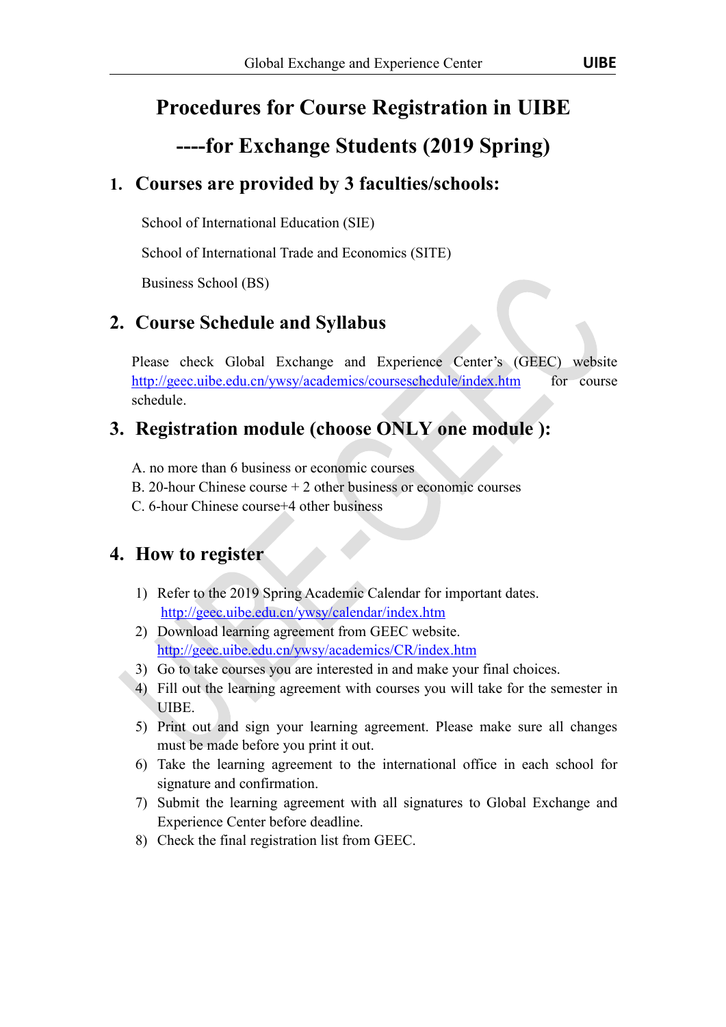# Procedures for Course Registration in UIBE

# ----for Exchange Students (2019 Spring)

## 1. Courses are provided by 3 faculties/schools:

School of International Education (SIE)

School of International Trade and Economics (SITE)

Business School (BS)

## 2. Course Schedule and Syllabus

Please check Global Exchange and Experience Center's (GEEC) website http://geec.uibe.edu.cn/ywsy/academics/courseschedule/index.htm for course schedule.

## 3. Registration module (choose ONLY one module ):

A. no more than 6 business or economic courses
B. 20-hour Chinese course + 2 other business or economic courses
C. 6-hour Chinese course+4 other business

## 4. How to register

1) Refer to the 2019 Spring Academic Calendar for important dates. http://geec.uibe.edu.cn/ywsy/calendar/index.htm
2) Download learning agreement from GEEC website. http://geec.uibe.edu.cn/ywsy/academics/CR/index.htm
3) Go to take courses you are interested in and make your final choices.
4) Fill out the learning agreement with courses you will take for the semester in UIBE.
5) Print out and sign your learning agreement. Please make sure all changes must be made before you print it out.
6) Take the learning agreement to the international office in each school for signature and confirmation.
7) Submit the learning agreement with all signatures to Global Exchange and Experience Center before deadline.
8) Check the final registration list from GEEC.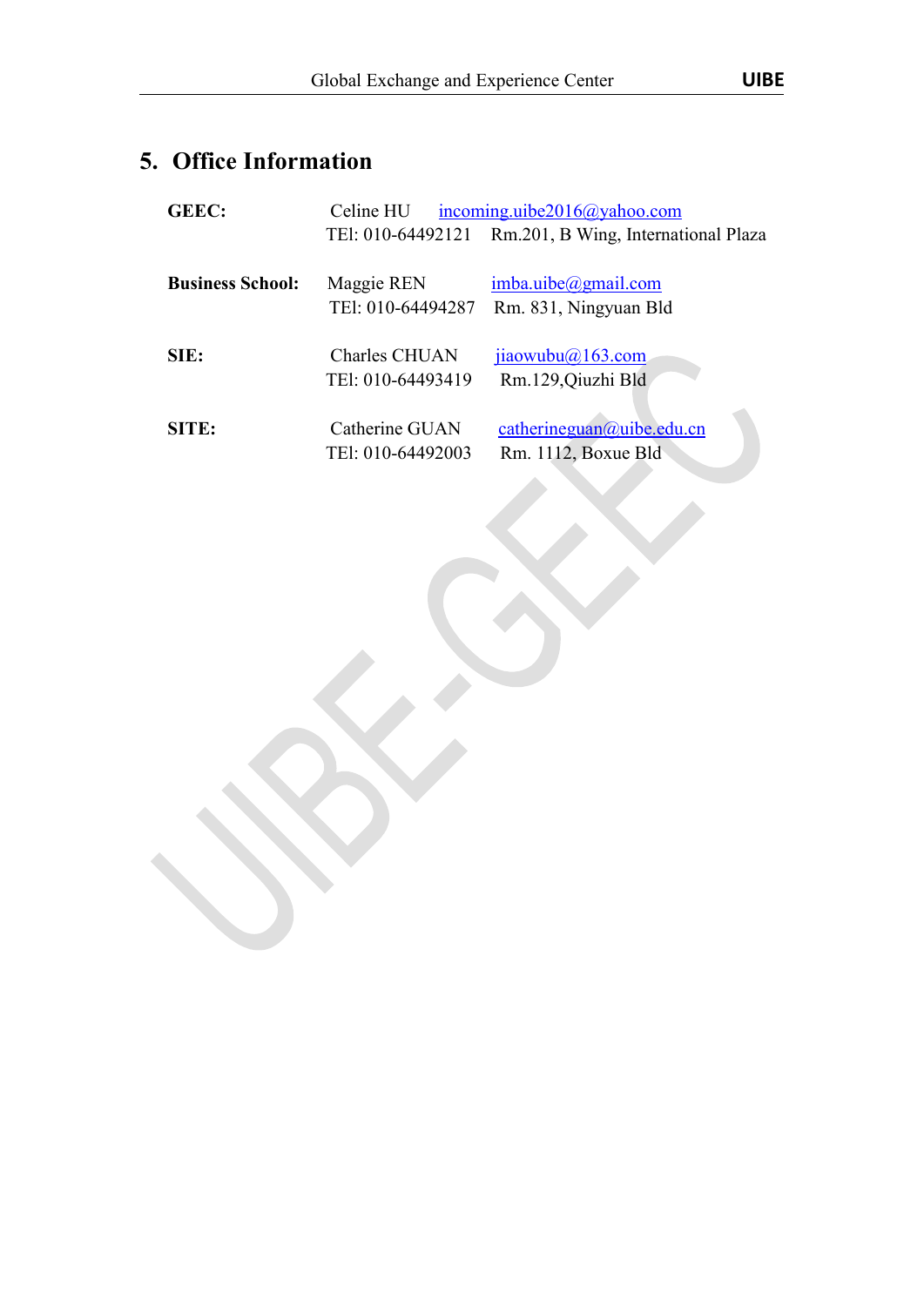## 5. Office Information

| | | |
|---|---|---|
| **GEEC:** | Celine HU | incoming.uibe2016@yahoo.com |
| | TEl: 010-64492121 | Rm.201, B Wing, International Plaza |
| **Business School:** | Maggie REN | imba.uibe@gmail.com |
| | TEl: 010-64494287 | Rm. 831, Ningyuan Bld |
| **SIE:** | Charles CHUAN | jiaowubu@163.com |
| | TEl: 010-64493419 | Rm.129,Qiuzhi Bld |
| **SITE:** | Catherine GUAN | catherineguan@uibe.edu.cn |
| | TEl: 010-64492003 | Rm. 1112, Boxue Bld |